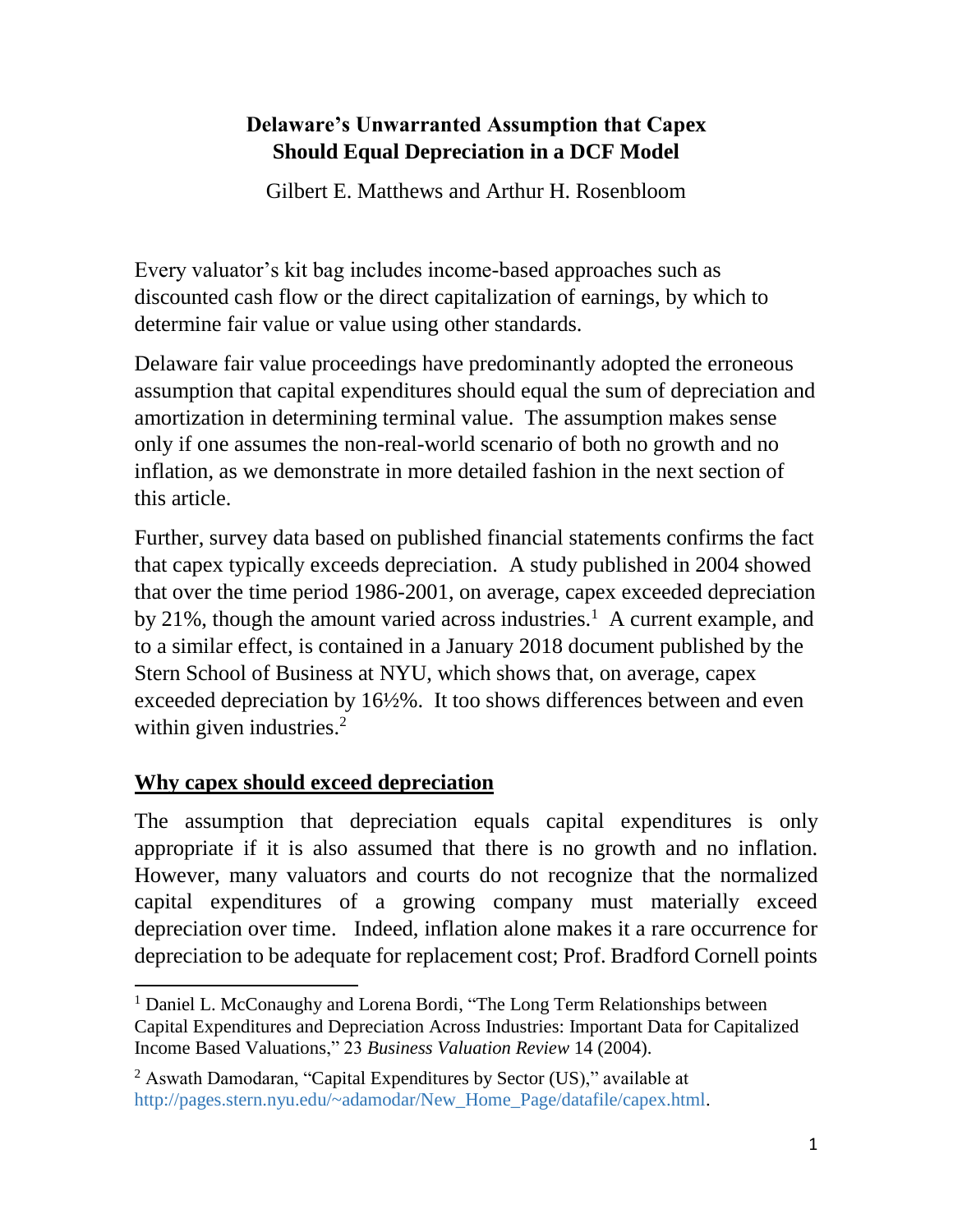# Delaware's Unwarranted Assumption that Capex Should Equal Depreciation in a DCF Model

Gilbert E. Matthews and Arthur H. Rosenbloom

Every valuator's kit bag includes income-based approaches such as discounted cash flow or the direct capitalization of earnings, by which to determine fair value or value using other standards.

Delaware fair value proceedings have predominantly adopted the erroneous assumption that capital expenditures should equal the sum of depreciation and amortization in determining terminal value. The assumption makes sense only if one assumes the non-real-world scenario of both no growth and no inflation, as we demonstrate in more detailed fashion in the next section of this article.

Further, survey data based on published financial statements confirms the fact that capex typically exceeds depreciation. A study published in 2004 showed that over the time period 1986-2001, on average, capex exceeded depreciation by 21%, though the amount varied across industries.[1] A current example, and to a similar effect, is contained in a January 2018 document published by the Stern School of Business at NYU, which shows that, on average, capex exceeded depreciation by 16½%. It too shows differences between and even within given industries.[2]

## Why capex should exceed depreciation

The assumption that depreciation equals capital expenditures is only appropriate if it is also assumed that there is no growth and no inflation. However, many valuators and courts do not recognize that the normalized capital expenditures of a growing company must materially exceed depreciation over time. Indeed, inflation alone makes it a rare occurrence for depreciation to be adequate for replacement cost; Prof. Bradford Cornell points

---

[1] Daniel L. McConaughy and Lorena Bordi, "The Long Term Relationships between Capital Expenditures and Depreciation Across Industries: Important Data for Capitalized Income Based Valuations," 23 *Business Valuation Review* 14 (2004).

[2] Aswath Damodaran, "Capital Expenditures by Sector (US)," available at http://pages.stern.nyu.edu/~adamodar/New_Home_Page/datafile/capex.html.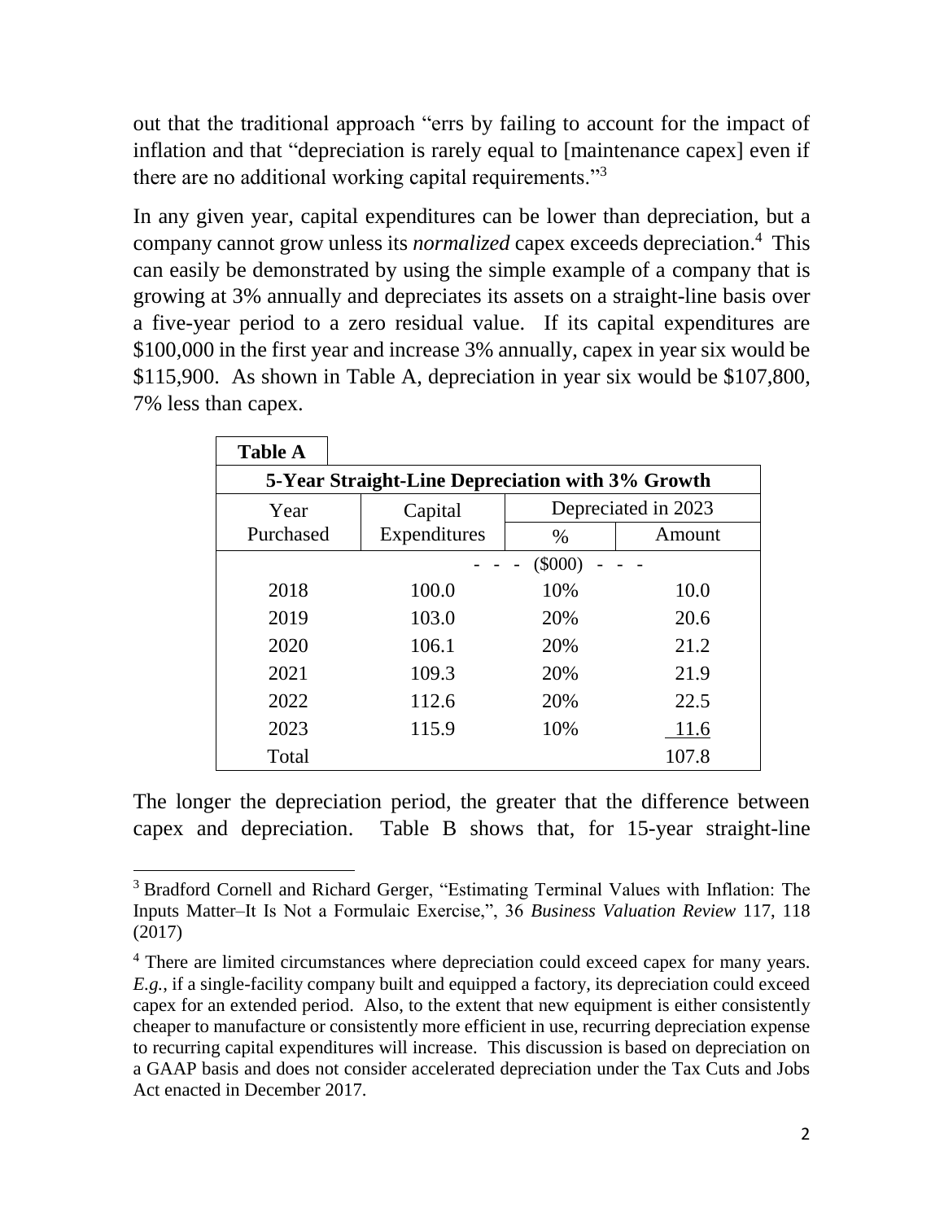out that the traditional approach "errs by failing to account for the impact of inflation and that "depreciation is rarely equal to [maintenance capex] even if there are no additional working capital requirements."[3]

In any given year, capital expenditures can be lower than depreciation, but a company cannot grow unless its *normalized* capex exceeds depreciation.[4] This can easily be demonstrated by using the simple example of a company that is growing at 3% annually and depreciates its assets on a straight-line basis over a five-year period to a zero residual value. If its capital expenditures are $100,000 in the first year and increase 3% annually, capex in year six would be $115,900. As shown in Table A, depreciation in year six would be $107,800, 7% less than capex.

**Table A**

**5-Year Straight-Line Depreciation with 3% Growth**

| Year Purchased | Capital Expenditures | Depreciated in 2023 | |
|---|---|---|---|
| | | % | Amount |
| | - - - ($000) - - - | | |
| 2018 | 100.0 | 10% | 10.0 |
| 2019 | 103.0 | 20% | 20.6 |
| 2020 | 106.1 | 20% | 21.2 |
| 2021 | 109.3 | 20% | 21.9 |
| 2022 | 112.6 | 20% | 22.5 |
| 2023 | 115.9 | 10% | 11.6 |
| Total | | | 107.8 |

The longer the depreciation period, the greater that the difference between capex and depreciation. Table B shows that, for 15-year straight-line

---

[3] Bradford Cornell and Richard Gerger, "Estimating Terminal Values with Inflation: The Inputs Matter–It Is Not a Formulaic Exercise,", 36 *Business Valuation Review* 117, 118 (2017)

[4] There are limited circumstances where depreciation could exceed capex for many years. *E.g.*, if a single-facility company built and equipped a factory, its depreciation could exceed capex for an extended period. Also, to the extent that new equipment is either consistently cheaper to manufacture or consistently more efficient in use, recurring depreciation expense to recurring capital expenditures will increase. This discussion is based on depreciation on a GAAP basis and does not consider accelerated depreciation under the Tax Cuts and Jobs Act enacted in December 2017.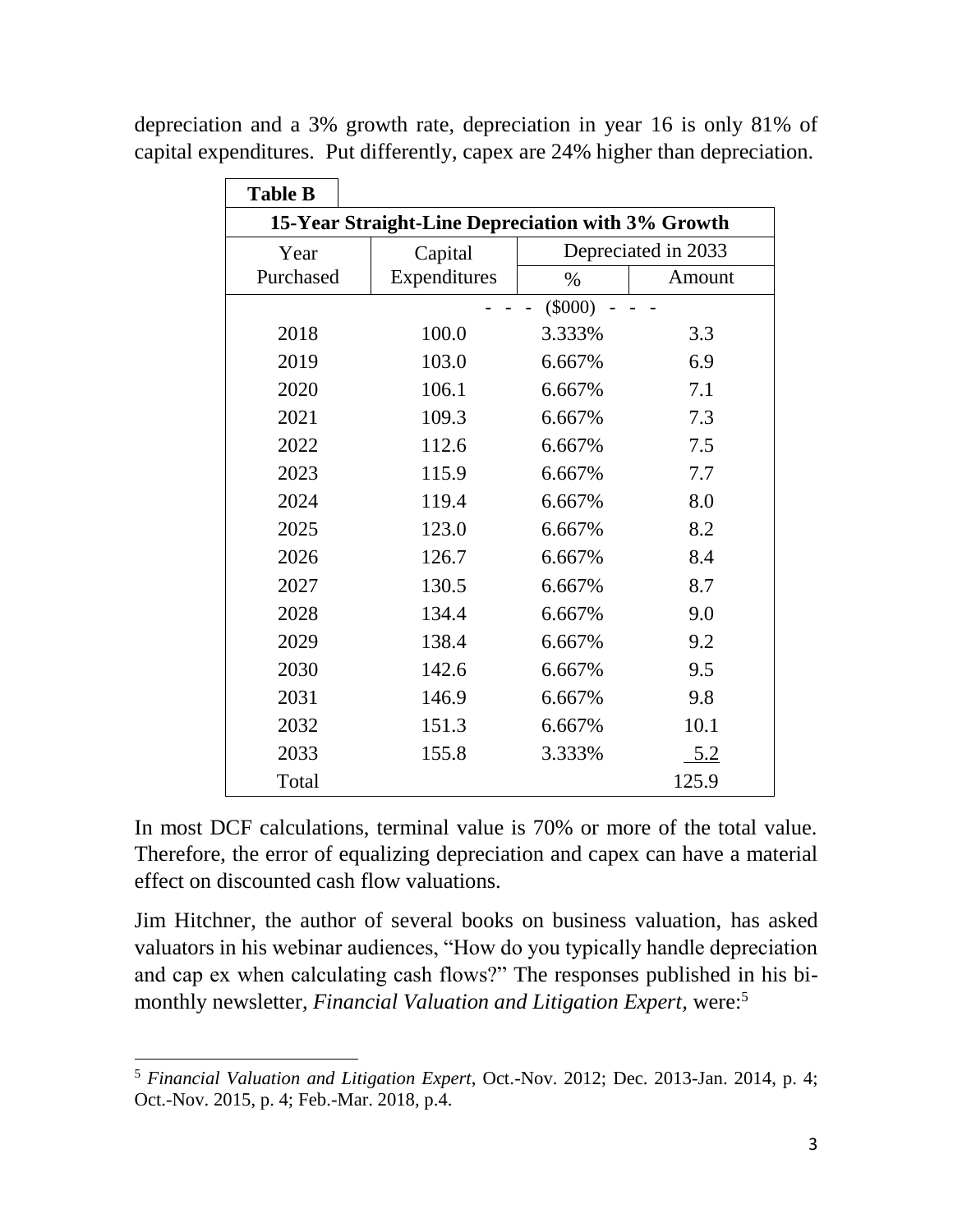depreciation and a 3% growth rate, depreciation in year 16 is only 81% of capital expenditures. Put differently, capex are 24% higher than depreciation.

**Table B**

**15-Year Straight-Line Depreciation with 3% Growth**

| Year Purchased | Capital Expenditures | Depreciated in 2033 | |
|---|---|---|---|
| | | % | Amount |
| | - - - ($000) - - - | | |
| 2018 | 100.0 | 3.333% | 3.3 |
| 2019 | 103.0 | 6.667% | 6.9 |
| 2020 | 106.1 | 6.667% | 7.1 |
| 2021 | 109.3 | 6.667% | 7.3 |
| 2022 | 112.6 | 6.667% | 7.5 |
| 2023 | 115.9 | 6.667% | 7.7 |
| 2024 | 119.4 | 6.667% | 8.0 |
| 2025 | 123.0 | 6.667% | 8.2 |
| 2026 | 126.7 | 6.667% | 8.4 |
| 2027 | 130.5 | 6.667% | 8.7 |
| 2028 | 134.4 | 6.667% | 9.0 |
| 2029 | 138.4 | 6.667% | 9.2 |
| 2030 | 142.6 | 6.667% | 9.5 |
| 2031 | 146.9 | 6.667% | 9.8 |
| 2032 | 151.3 | 6.667% | 10.1 |
| 2033 | 155.8 | 3.333% | 5.2 |
| Total | | | 125.9 |

In most DCF calculations, terminal value is 70% or more of the total value. Therefore, the error of equalizing depreciation and capex can have a material effect on discounted cash flow valuations.

Jim Hitchner, the author of several books on business valuation, has asked valuators in his webinar audiences, "How do you typically handle depreciation and cap ex when calculating cash flows?" The responses published in his bi-monthly newsletter, *Financial Valuation and Litigation Expert,* were:[5]

[5] *Financial Valuation and Litigation Expert*, Oct.-Nov. 2012; Dec. 2013-Jan. 2014, p. 4; Oct.-Nov. 2015, p. 4; Feb.-Mar. 2018, p.4.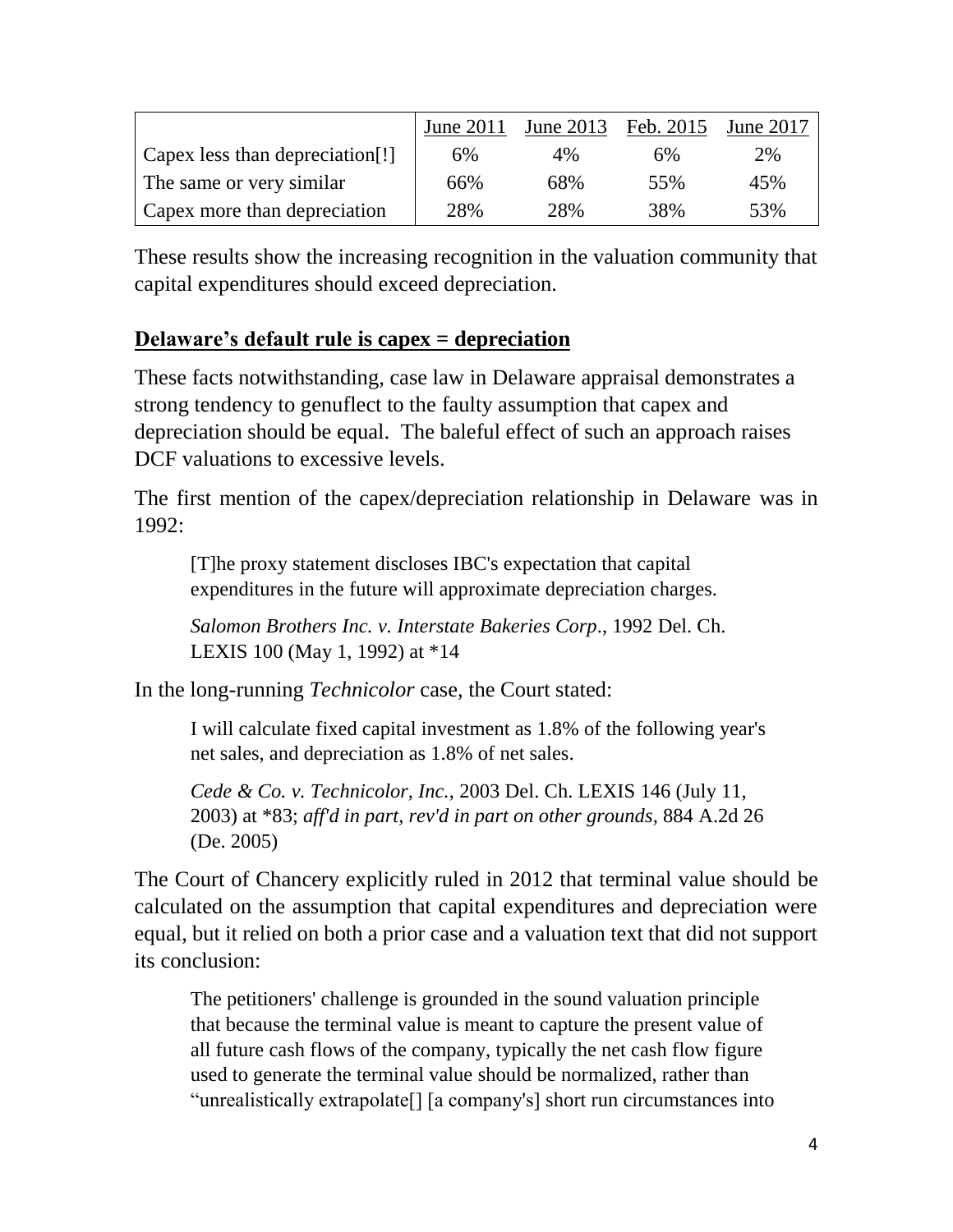| | June 2011 | June 2013 | Feb. 2015 | June 2017 |
|---|---|---|---|---|
| Capex less than depreciation[!] | 6% | 4% | 6% | 2% |
| The same or very similar | 66% | 68% | 55% | 45% |
| Capex more than depreciation | 28% | 28% | 38% | 53% |

These results show the increasing recognition in the valuation community that capital expenditures should exceed depreciation.

## Delaware's default rule is capex = depreciation

These facts notwithstanding, case law in Delaware appraisal demonstrates a strong tendency to genuflect to the faulty assumption that capex and depreciation should be equal. The baleful effect of such an approach raises DCF valuations to excessive levels.

The first mention of the capex/depreciation relationship in Delaware was in 1992:

> [T]he proxy statement discloses IBC's expectation that capital expenditures in the future will approximate depreciation charges.
>
> *Salomon Brothers Inc. v. Interstate Bakeries Corp*., 1992 Del. Ch. LEXIS 100 (May 1, 1992) at *14

In the long-running *Technicolor* case, the Court stated:

> I will calculate fixed capital investment as 1.8% of the following year's net sales, and depreciation as 1.8% of net sales.
>
> *Cede & Co. v. Technicolor, Inc.*, 2003 Del. Ch. LEXIS 146 (July 11, 2003) at *83; *aff'd in part, rev'd in part on other grounds*, 884 A.2d 26 (De. 2005)

The Court of Chancery explicitly ruled in 2012 that terminal value should be calculated on the assumption that capital expenditures and depreciation were equal, but it relied on both a prior case and a valuation text that did not support its conclusion:

> The petitioners' challenge is grounded in the sound valuation principle that because the terminal value is meant to capture the present value of all future cash flows of the company, typically the net cash flow figure used to generate the terminal value should be normalized, rather than "unrealistically extrapolate[] [a company's] short run circumstances into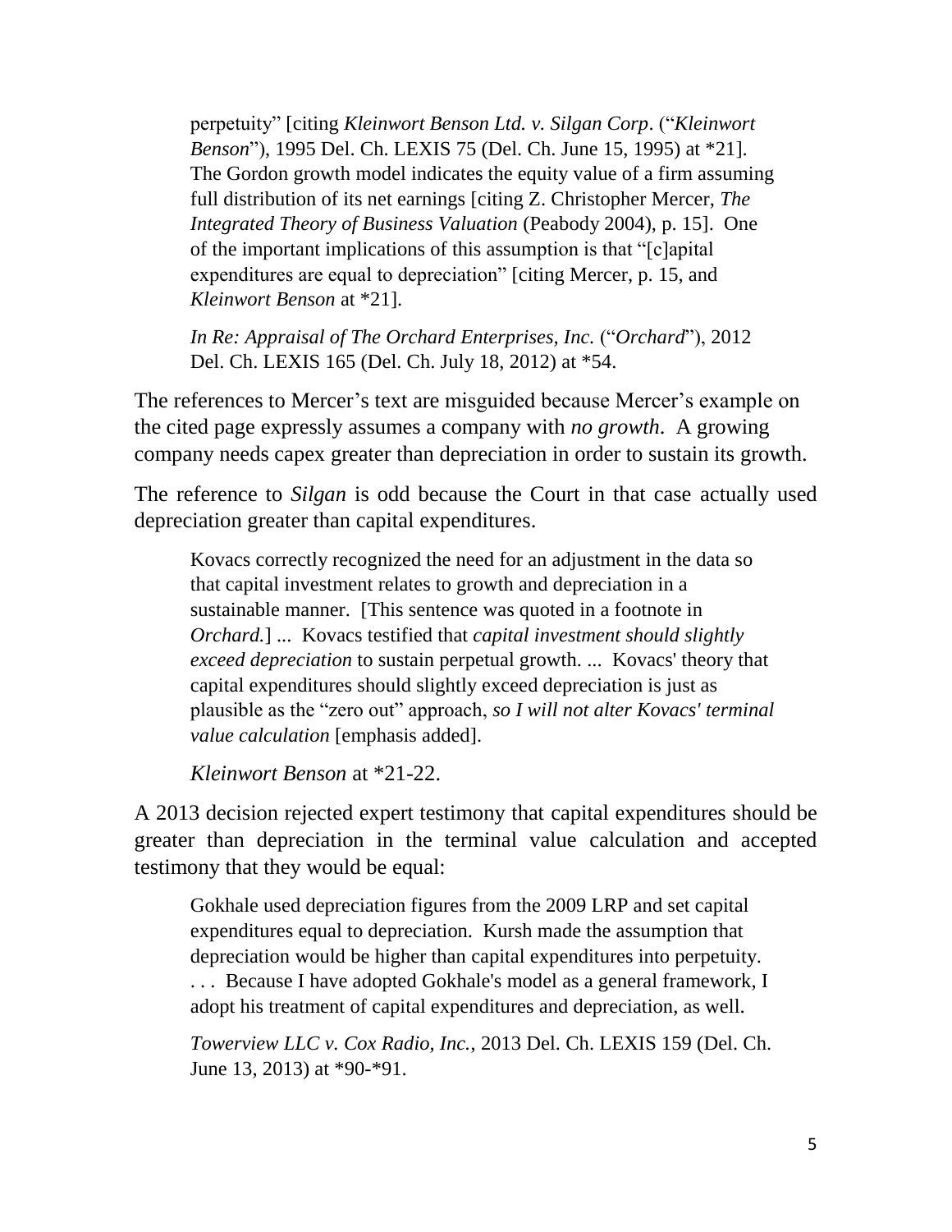> perpetuity" [citing *Kleinwort Benson Ltd. v. Silgan Corp*. ("*Kleinwort Benson*"), 1995 Del. Ch. LEXIS 75 (Del. Ch. June 15, 1995) at *21]. The Gordon growth model indicates the equity value of a firm assuming full distribution of its net earnings [citing Z. Christopher Mercer, *The Integrated Theory of Business Valuation* (Peabody 2004), p. 15]. One of the important implications of this assumption is that "[c]apital expenditures are equal to depreciation" [citing Mercer, p. 15, and *Kleinwort Benson* at *21].
>
> *In Re: Appraisal of The Orchard Enterprises, Inc.* ("*Orchard*"), 2012 Del. Ch. LEXIS 165 (Del. Ch. July 18, 2012) at *54.

The references to Mercer's text are misguided because Mercer's example on the cited page expressly assumes a company with *no growth*. A growing company needs capex greater than depreciation in order to sustain its growth.

The reference to *Silgan* is odd because the Court in that case actually used depreciation greater than capital expenditures.

> Kovacs correctly recognized the need for an adjustment in the data so that capital investment relates to growth and depreciation in a sustainable manner. [This sentence was quoted in a footnote in *Orchard.*] ... Kovacs testified that *capital investment should slightly exceed depreciation* to sustain perpetual growth. ... Kovacs' theory that capital expenditures should slightly exceed depreciation is just as plausible as the "zero out" approach, *so I will not alter Kovacs' terminal value calculation* [emphasis added].
>
> *Kleinwort Benson* at *21-22.

A 2013 decision rejected expert testimony that capital expenditures should be greater than depreciation in the terminal value calculation and accepted testimony that they would be equal:

> Gokhale used depreciation figures from the 2009 LRP and set capital expenditures equal to depreciation. Kursh made the assumption that depreciation would be higher than capital expenditures into perpetuity. . . . Because I have adopted Gokhale's model as a general framework, I adopt his treatment of capital expenditures and depreciation, as well.
>
> *Towerview LLC v. Cox Radio, Inc.*, 2013 Del. Ch. LEXIS 159 (Del. Ch. June 13, 2013) at *90-*91.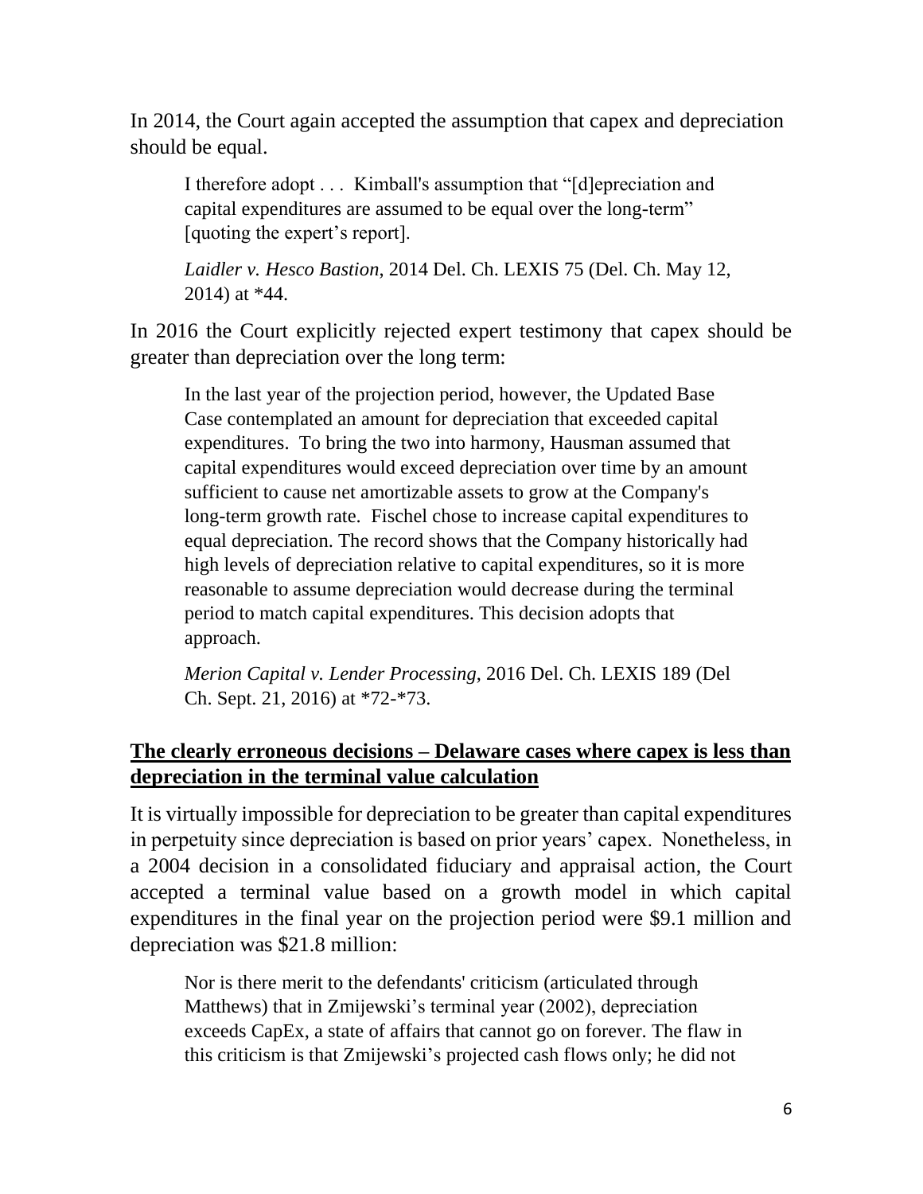In 2014, the Court again accepted the assumption that capex and depreciation should be equal.

> I therefore adopt . . . Kimball's assumption that "[d]epreciation and capital expenditures are assumed to be equal over the long-term" [quoting the expert's report].
>
> *Laidler v. Hesco Bastion*, 2014 Del. Ch. LEXIS 75 (Del. Ch. May 12, 2014) at *44.

In 2016 the Court explicitly rejected expert testimony that capex should be greater than depreciation over the long term:

> In the last year of the projection period, however, the Updated Base Case contemplated an amount for depreciation that exceeded capital expenditures. To bring the two into harmony, Hausman assumed that capital expenditures would exceed depreciation over time by an amount sufficient to cause net amortizable assets to grow at the Company's long-term growth rate. Fischel chose to increase capital expenditures to equal depreciation. The record shows that the Company historically had high levels of depreciation relative to capital expenditures, so it is more reasonable to assume depreciation would decrease during the terminal period to match capital expenditures. This decision adopts that approach.
>
> *Merion Capital v. Lender Processing*, 2016 Del. Ch. LEXIS 189 (Del Ch. Sept. 21, 2016) at *72-*73.

## **The clearly erroneous decisions – Delaware cases where capex is less than depreciation in the terminal value calculation**

It is virtually impossible for depreciation to be greater than capital expenditures in perpetuity since depreciation is based on prior years' capex. Nonetheless, in a 2004 decision in a consolidated fiduciary and appraisal action, the Court accepted a terminal value based on a growth model in which capital expenditures in the final year on the projection period were $9.1 million and depreciation was $21.8 million:

> Nor is there merit to the defendants' criticism (articulated through Matthews) that in Zmijewski's terminal year (2002), depreciation exceeds CapEx, a state of affairs that cannot go on forever. The flaw in this criticism is that Zmijewski's projected cash flows only; he did not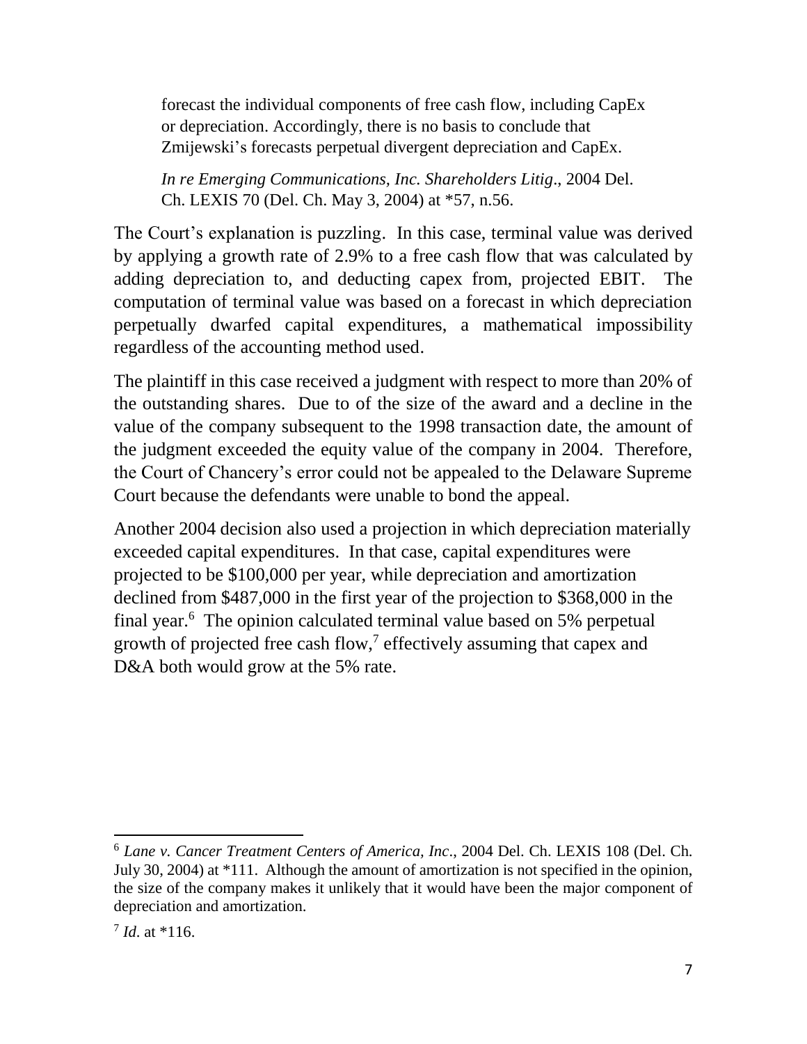> forecast the individual components of free cash flow, including CapEx or depreciation. Accordingly, there is no basis to conclude that Zmijewski's forecasts perpetual divergent depreciation and CapEx.
>
> *In re Emerging Communications, Inc. Shareholders Litig*., 2004 Del. Ch. LEXIS 70 (Del. Ch. May 3, 2004) at *57, n.56.

The Court's explanation is puzzling. In this case, terminal value was derived by applying a growth rate of 2.9% to a free cash flow that was calculated by adding depreciation to, and deducting capex from, projected EBIT. The computation of terminal value was based on a forecast in which depreciation perpetually dwarfed capital expenditures, a mathematical impossibility regardless of the accounting method used.

The plaintiff in this case received a judgment with respect to more than 20% of the outstanding shares. Due to of the size of the award and a decline in the value of the company subsequent to the 1998 transaction date, the amount of the judgment exceeded the equity value of the company in 2004. Therefore, the Court of Chancery's error could not be appealed to the Delaware Supreme Court because the defendants were unable to bond the appeal.

Another 2004 decision also used a projection in which depreciation materially exceeded capital expenditures. In that case, capital expenditures were projected to be $100,000 per year, while depreciation and amortization declined from $487,000 in the first year of the projection to $368,000 in the final year.[6] The opinion calculated terminal value based on 5% perpetual growth of projected free cash flow,[7] effectively assuming that capex and D&A both would grow at the 5% rate.

---

[6] *Lane v. Cancer Treatment Centers of America, Inc*., 2004 Del. Ch. LEXIS 108 (Del. Ch. July 30, 2004) at *111. Although the amount of amortization is not specified in the opinion, the size of the company makes it unlikely that it would have been the major component of depreciation and amortization.

[7] *Id.* at *116.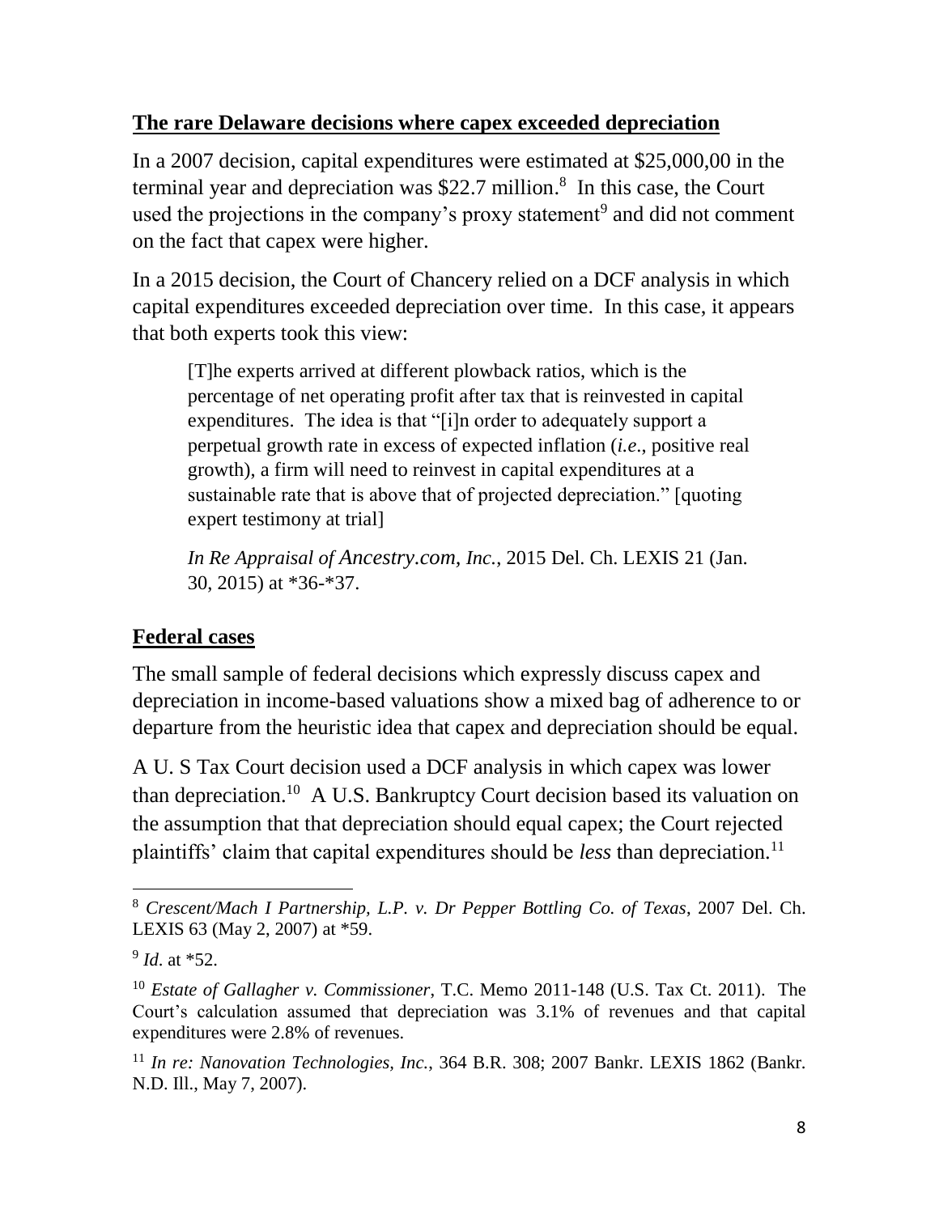**The rare Delaware decisions where capex exceeded depreciation**

In a 2007 decision, capital expenditures were estimated at $25,000,00 in the terminal year and depreciation was $22.7 million.[8] In this case, the Court used the projections in the company's proxy statement[9] and did not comment on the fact that capex were higher.

In a 2015 decision, the Court of Chancery relied on a DCF analysis in which capital expenditures exceeded depreciation over time. In this case, it appears that both experts took this view:

> [T]he experts arrived at different plowback ratios, which is the percentage of net operating profit after tax that is reinvested in capital expenditures. The idea is that "[i]n order to adequately support a perpetual growth rate in excess of expected inflation (*i.e.*, positive real growth), a firm will need to reinvest in capital expenditures at a sustainable rate that is above that of projected depreciation." [quoting expert testimony at trial]
>
> *In Re Appraisal of Ancestry.com, Inc.*, 2015 Del. Ch. LEXIS 21 (Jan. 30, 2015) at *36-*37.

**Federal cases**

The small sample of federal decisions which expressly discuss capex and depreciation in income-based valuations show a mixed bag of adherence to or departure from the heuristic idea that capex and depreciation should be equal.

A U. S Tax Court decision used a DCF analysis in which capex was lower than depreciation.[10] A U.S. Bankruptcy Court decision based its valuation on the assumption that that depreciation should equal capex; the Court rejected plaintiffs' claim that capital expenditures should be *less* than depreciation.[11]

---

[8] *Crescent/Mach I Partnership, L.P. v. Dr Pepper Bottling Co. of Texas*, 2007 Del. Ch. LEXIS 63 (May 2, 2007) at *59.

[9] *Id.* at *52.

[10] *Estate of Gallagher v. Commissioner*, T.C. Memo 2011-148 (U.S. Tax Ct. 2011). The Court's calculation assumed that depreciation was 3.1% of revenues and that capital expenditures were 2.8% of revenues.

[11] *In re: Nanovation Technologies, Inc.,* 364 B.R. 308; 2007 Bankr. LEXIS 1862 (Bankr. N.D. Ill., May 7, 2007).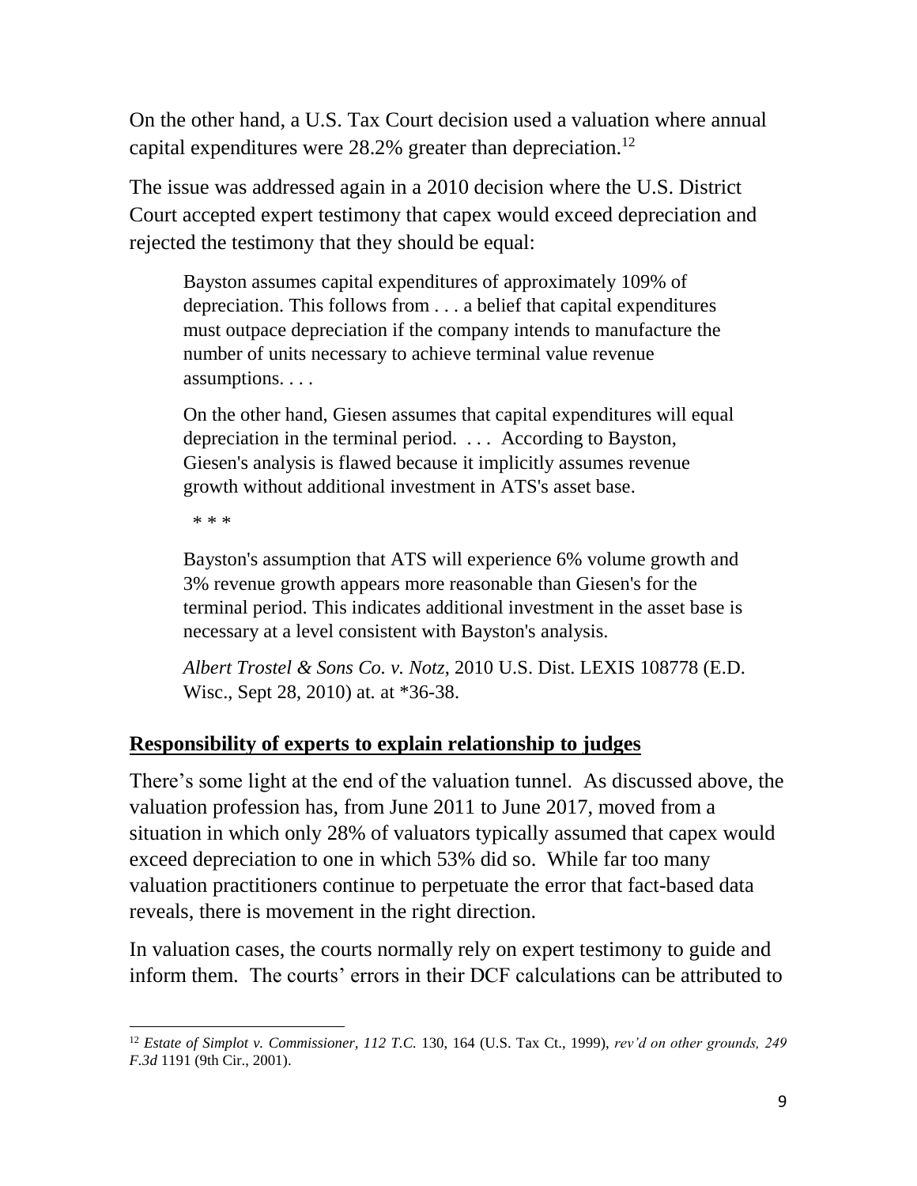On the other hand, a U.S. Tax Court decision used a valuation where annual capital expenditures were 28.2% greater than depreciation.[12]

The issue was addressed again in a 2010 decision where the U.S. District Court accepted expert testimony that capex would exceed depreciation and rejected the testimony that they should be equal:

> Bayston assumes capital expenditures of approximately 109% of depreciation. This follows from . . . a belief that capital expenditures must outpace depreciation if the company intends to manufacture the number of units necessary to achieve terminal value revenue assumptions. . . .
>
> On the other hand, Giesen assumes that capital expenditures will equal depreciation in the terminal period. . . . According to Bayston, Giesen's analysis is flawed because it implicitly assumes revenue growth without additional investment in ATS's asset base.
>
> \* \* \*
>
> Bayston's assumption that ATS will experience 6% volume growth and 3% revenue growth appears more reasonable than Giesen's for the terminal period. This indicates additional investment in the asset base is necessary at a level consistent with Bayston's analysis.
>
> *Albert Trostel & Sons Co. v. Notz*, 2010 U.S. Dist. LEXIS 108778 (E.D. Wisc., Sept 28, 2010) at. at *36-38.

## Responsibility of experts to explain relationship to judges

There's some light at the end of the valuation tunnel. As discussed above, the valuation profession has, from June 2011 to June 2017, moved from a situation in which only 28% of valuators typically assumed that capex would exceed depreciation to one in which 53% did so. While far too many valuation practitioners continue to perpetuate the error that fact-based data reveals, there is movement in the right direction.

In valuation cases, the courts normally rely on expert testimony to guide and inform them. The courts' errors in their DCF calculations can be attributed to

---

[12] *Estate of Simplot v. Commissioner, 112 T.C.* 130, 164 (U.S. Tax Ct., 1999), *rev'd on other grounds, 249 F.3d* 1191 (9th Cir., 2001).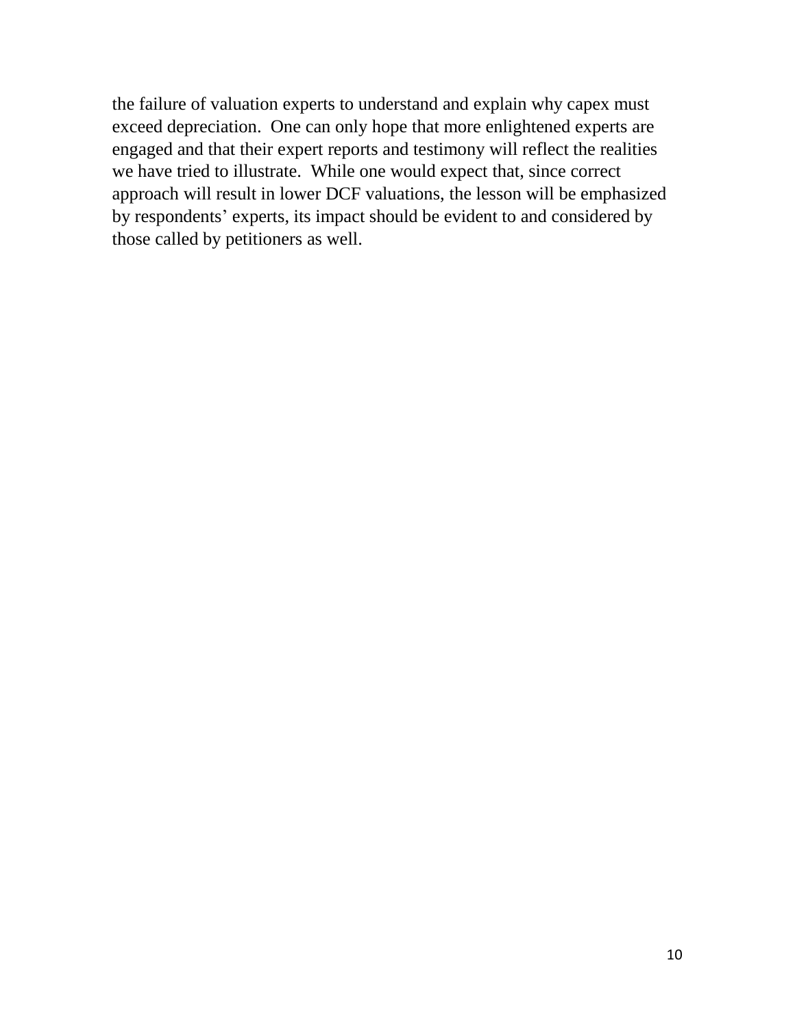the failure of valuation experts to understand and explain why capex must exceed depreciation. One can only hope that more enlightened experts are engaged and that their expert reports and testimony will reflect the realities we have tried to illustrate. While one would expect that, since correct approach will result in lower DCF valuations, the lesson will be emphasized by respondents' experts, its impact should be evident to and considered by those called by petitioners as well.